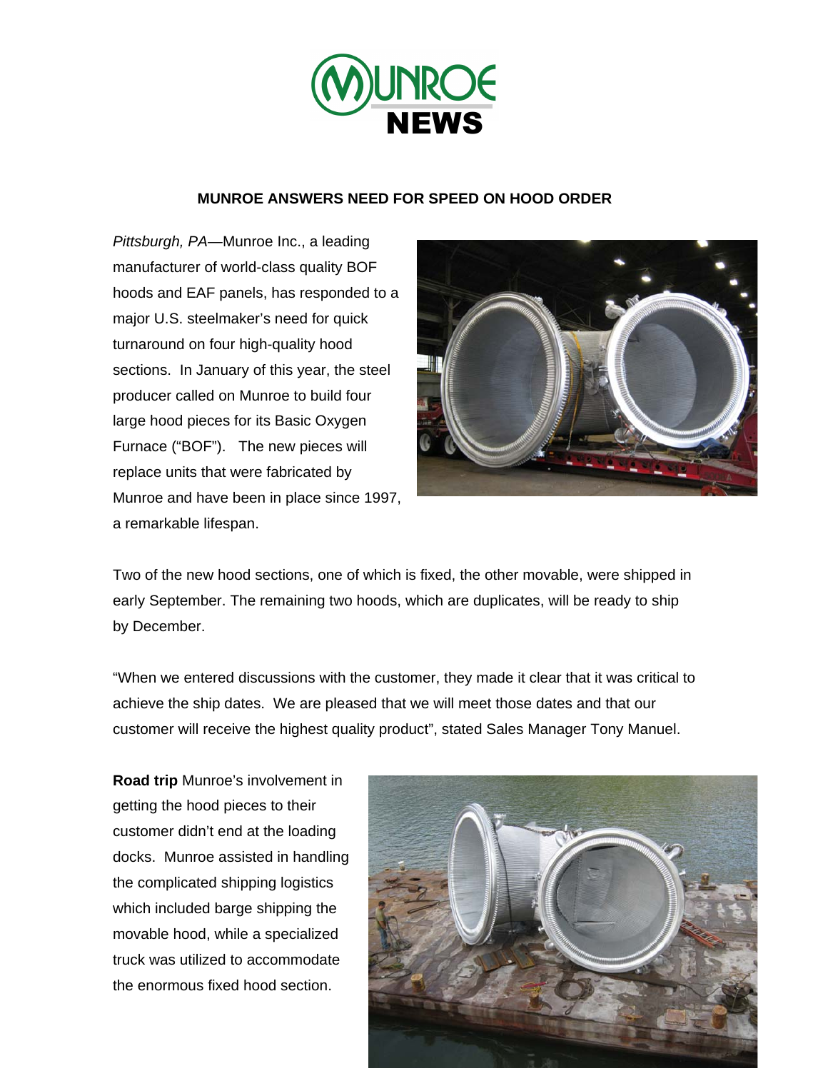# MUNROE NEWS

## MUNROE ANSWERS NEED FOR SPEED ON HOOD ORDER

*Pittsburgh, PA*—Munroe Inc., a leading manufacturer of world-class quality BOF hoods and EAF panels, has responded to a major U.S. steelmaker's need for quick turnaround on four high-quality hood sections. In January of this year, the steel producer called on Munroe to build four large hood pieces for its Basic Oxygen Furnace ("BOF"). The new pieces will replace units that were fabricated by Munroe and have been in place since 1997, a remarkable lifespan.

Two of the new hood sections, one of which is fixed, the other movable, were shipped in early September. The remaining two hoods, which are duplicates, will be ready to ship by December.

"When we entered discussions with the customer, they made it clear that it was critical to achieve the ship dates. We are pleased that we will meet those dates and that our customer will receive the highest quality product", stated Sales Manager Tony Manuel.

**Road trip** Munroe's involvement in getting the hood pieces to their customer didn't end at the loading docks. Munroe assisted in handling the complicated shipping logistics which included barge shipping the movable hood, while a specialized truck was utilized to accommodate the enormous fixed hood section.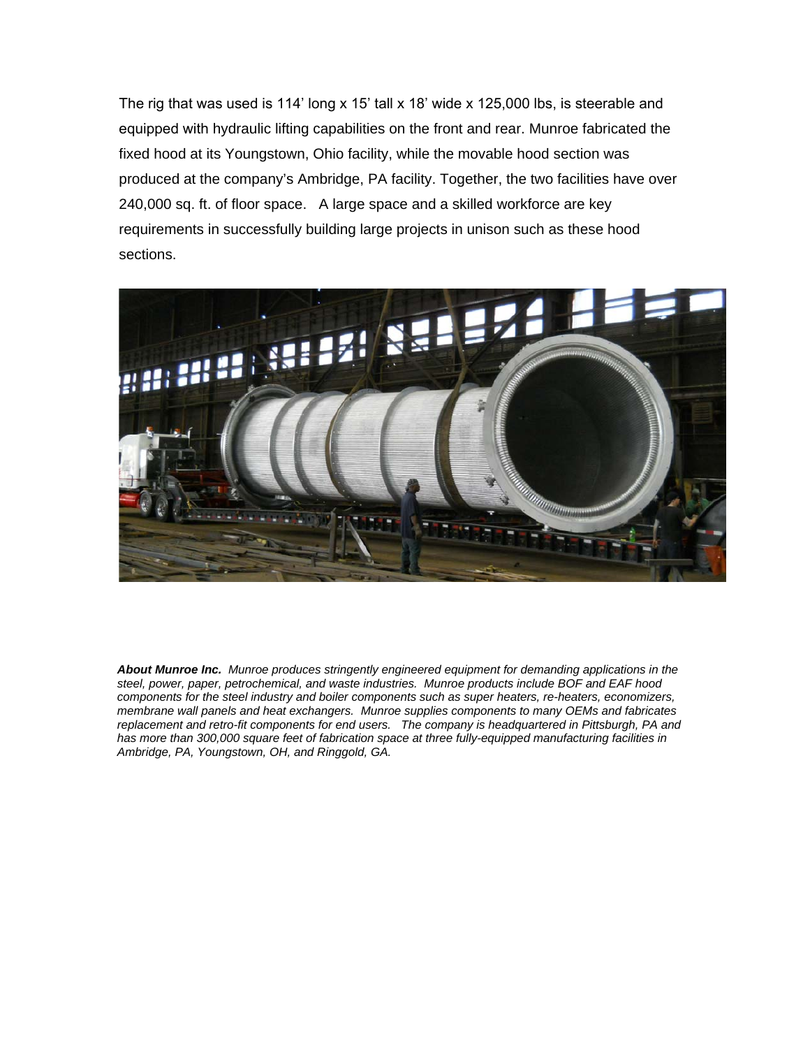The rig that was used is 114' long x 15' tall x 18' wide x 125,000 lbs, is steerable and equipped with hydraulic lifting capabilities on the front and rear. Munroe fabricated the fixed hood at its Youngstown, Ohio facility, while the movable hood section was produced at the company's Ambridge, PA facility. Together, the two facilities have over 240,000 sq. ft. of floor space. A large space and a skilled workforce are key requirements in successfully building large projects in unison such as these hood sections.

***About Munroe Inc.*** *Munroe produces stringently engineered equipment for demanding applications in the steel, power, paper, petrochemical, and waste industries. Munroe products include BOF and EAF hood components for the steel industry and boiler components such as super heaters, re-heaters, economizers, membrane wall panels and heat exchangers. Munroe supplies components to many OEMs and fabricates replacement and retro-fit components for end users. The company is headquartered in Pittsburgh, PA and has more than 300,000 square feet of fabrication space at three fully-equipped manufacturing facilities in Ambridge, PA, Youngstown, OH, and Ringgold, GA.*